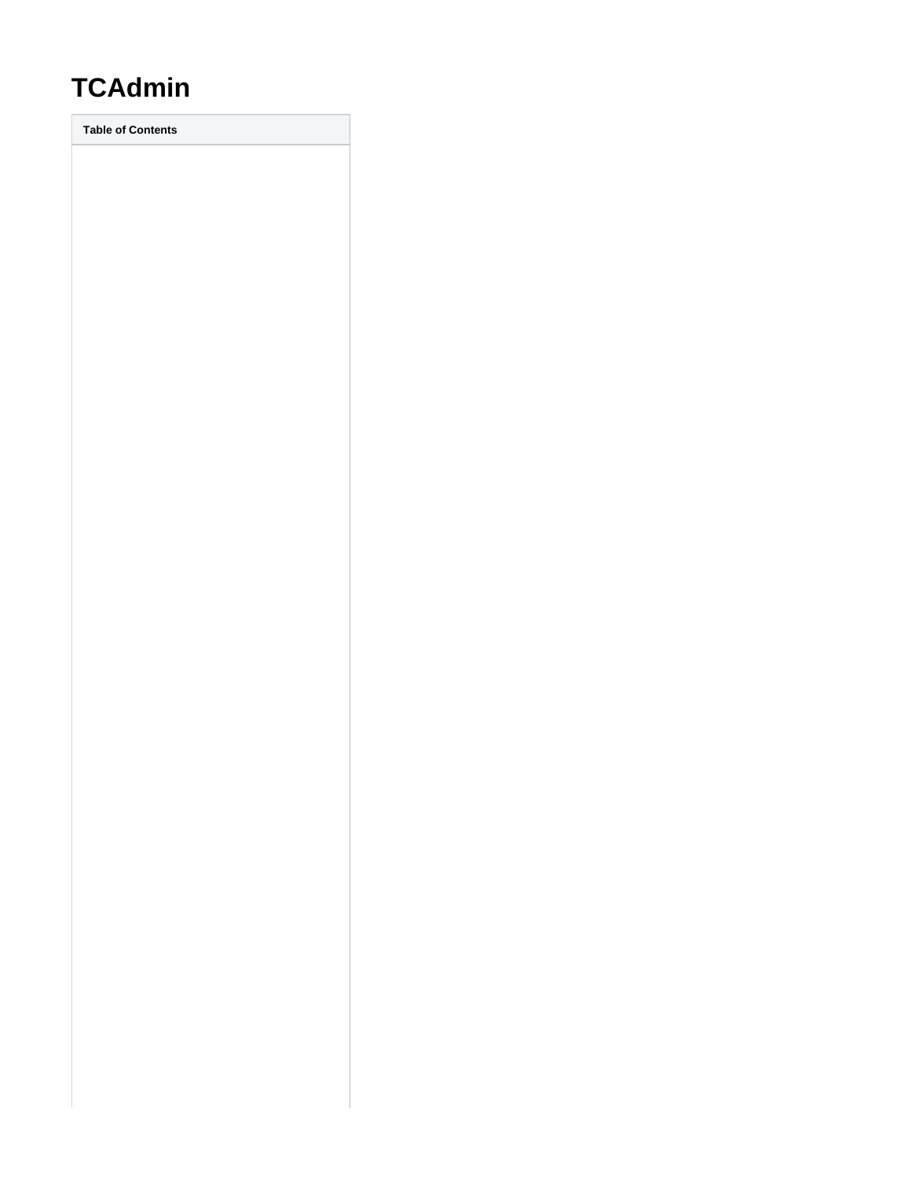# TCAdmin

| Table of Contents |
| --- |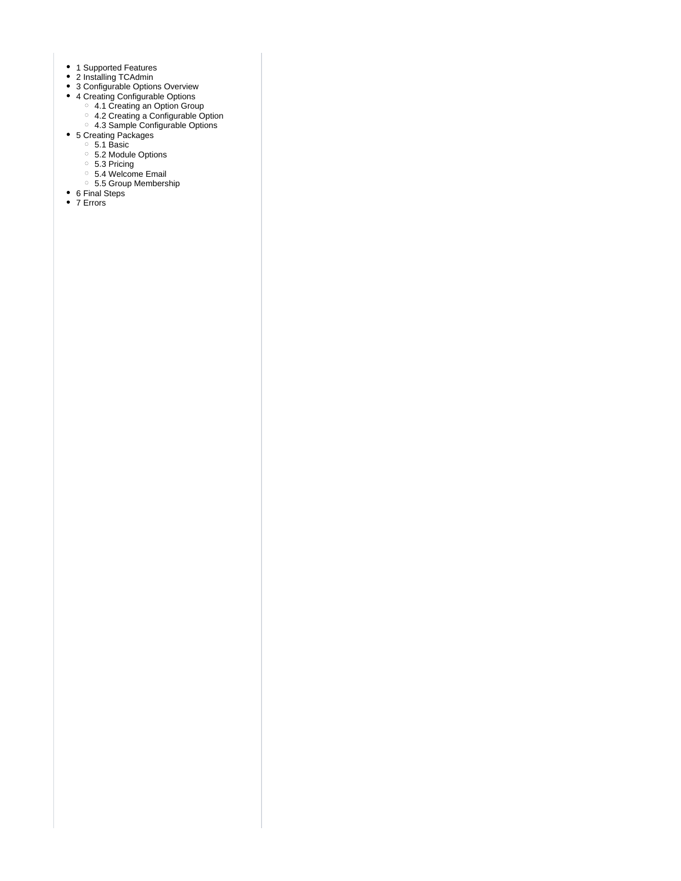- 1 Supported Features
- 2 Installing TCAdmin
- 3 Configurable Options Overview
- 4 Creating Configurable Options
  - 4.1 Creating an Option Group
  - 4.2 Creating a Configurable Option
  - 4.3 Sample Configurable Options
- 5 Creating Packages
  - 5.1 Basic
  - 5.2 Module Options
  - 5.3 Pricing
  - 5.4 Welcome Email
  - 5.5 Group Membership
- 6 Final Steps
- 7 Errors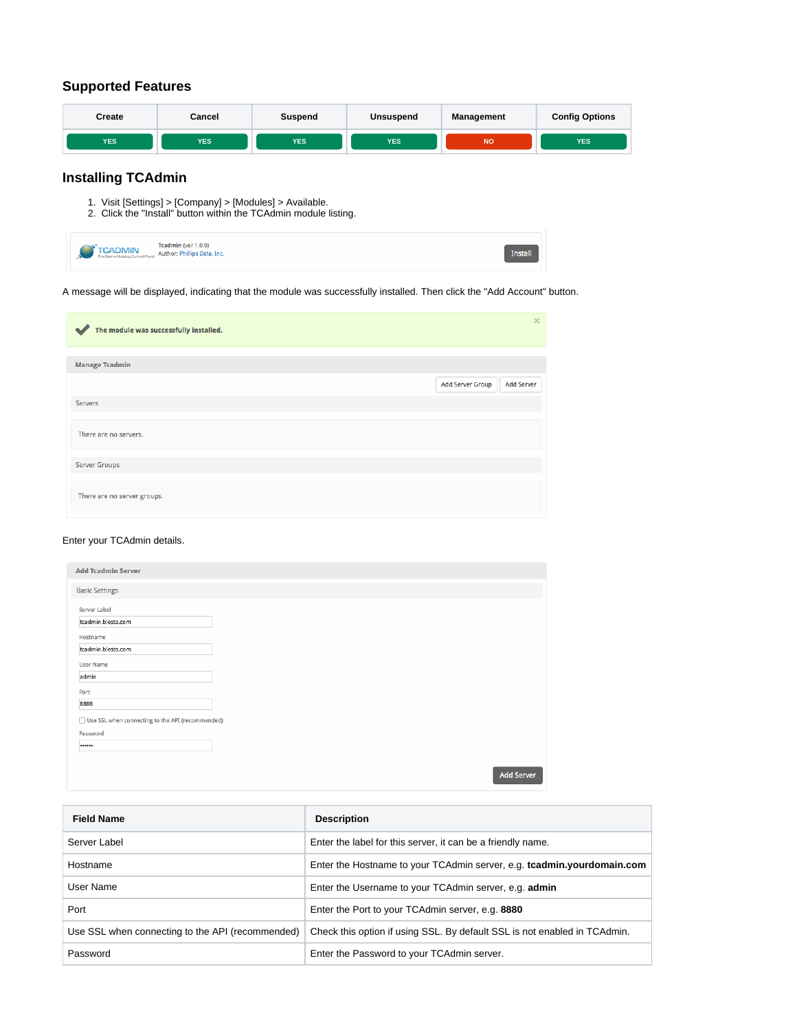## Supported Features

| Create | Cancel | Suspend | Unsuspend | Management | Config Options |
|---|---|---|---|---|---|
| YES | YES | YES | YES | NO | YES |

## Installing TCAdmin

1. Visit [Settings] > [Company] > [Modules] > Available.
2. Click the "Install" button within the TCAdmin module listing.

A message will be displayed, indicating that the module was successfully installed. Then click the "Add Account" button.

Enter your TCAdmin details.

| Field Name | Description |
|---|---|
| Server Label | Enter the label for this server, it can be a friendly name. |
| Hostname | Enter the Hostname to your TCAdmin server, e.g. **tcadmin.yourdomain.com** |
| User Name | Enter the Username to your TCAdmin server, e.g. **admin** |
| Port | Enter the Port to your TCAdmin server, e.g. **8880** |
| Use SSL when connecting to the API (recommended) | Check this option if using SSL. By default SSL is not enabled in TCAdmin. |
| Password | Enter the Password to your TCAdmin server. |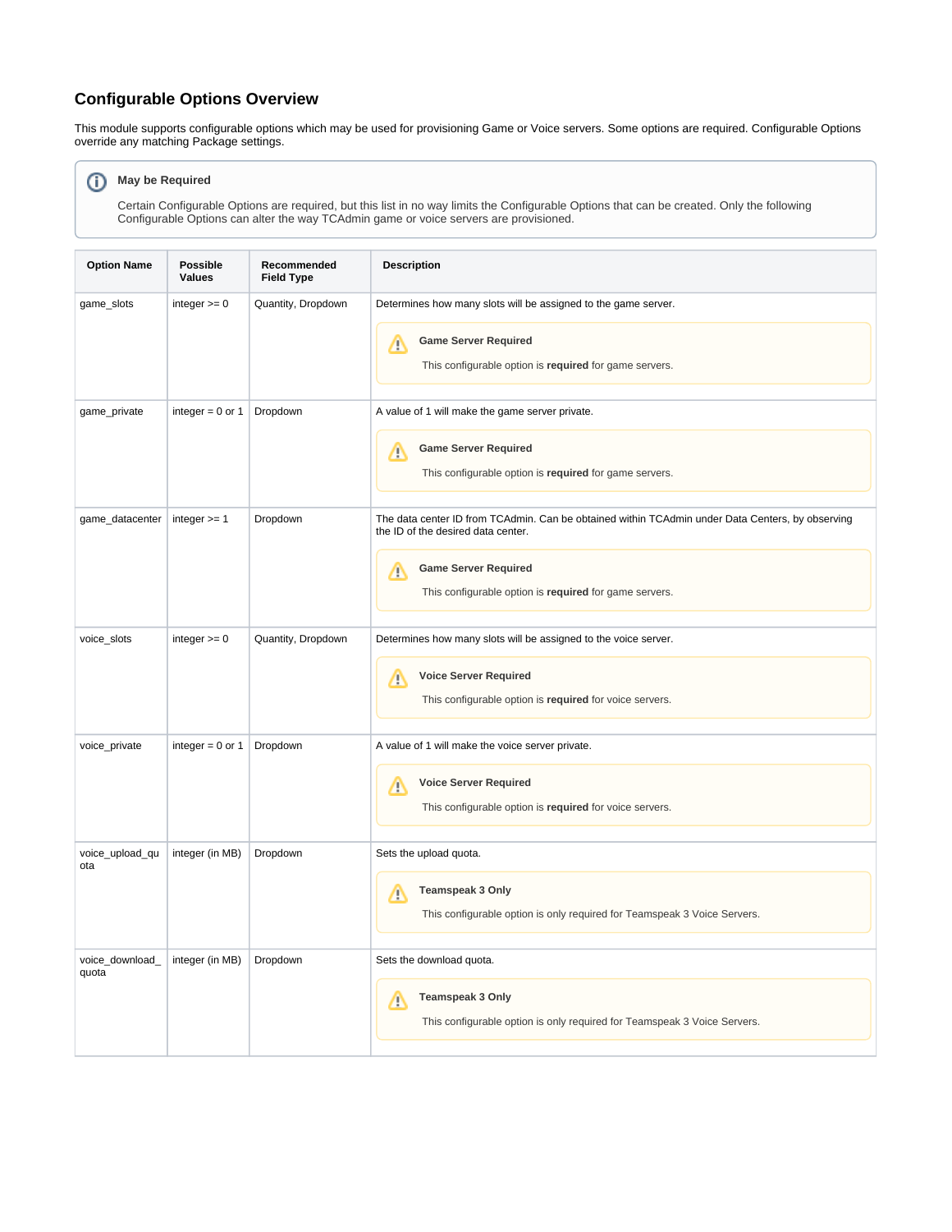## Configurable Options Overview

This module supports configurable options which may be used for provisioning Game or Voice servers. Some options are required. Configurable Options override any matching Package settings.

> **May be Required**
>
> Certain Configurable Options are required, but this list in no way limits the Configurable Options that can be created. Only the following Configurable Options can alter the way TCAdmin game or voice servers are provisioned.

| Option Name | Possible Values | Recommended Field Type | Description |
| --- | --- | --- | --- |
| game_slots | integer >= 0 | Quantity, Dropdown | Determines how many slots will be assigned to the game server. <br><br> **Game Server Required** <br> This configurable option is **required** for game servers. |
| game_private | integer = 0 or 1 | Dropdown | A value of 1 will make the game server private. <br><br> **Game Server Required** <br> This configurable option is **required** for game servers. |
| game_datacenter | integer >= 1 | Dropdown | The data center ID from TCAdmin. Can be obtained within TCAdmin under Data Centers, by observing the ID of the desired data center. <br><br> **Game Server Required** <br> This configurable option is **required** for game servers. |
| voice_slots | integer >= 0 | Quantity, Dropdown | Determines how many slots will be assigned to the voice server. <br><br> **Voice Server Required** <br> This configurable option is **required** for voice servers. |
| voice_private | integer = 0 or 1 | Dropdown | A value of 1 will make the voice server private. <br><br> **Voice Server Required** <br> This configurable option is **required** for voice servers. |
| voice_upload_quota | integer (in MB) | Dropdown | Sets the upload quota. <br><br> **Teamspeak 3 Only** <br> This configurable option is only required for Teamspeak 3 Voice Servers. |
| voice_download_quota | integer (in MB) | Dropdown | Sets the download quota. <br><br> **Teamspeak 3 Only** <br> This configurable option is only required for Teamspeak 3 Voice Servers. |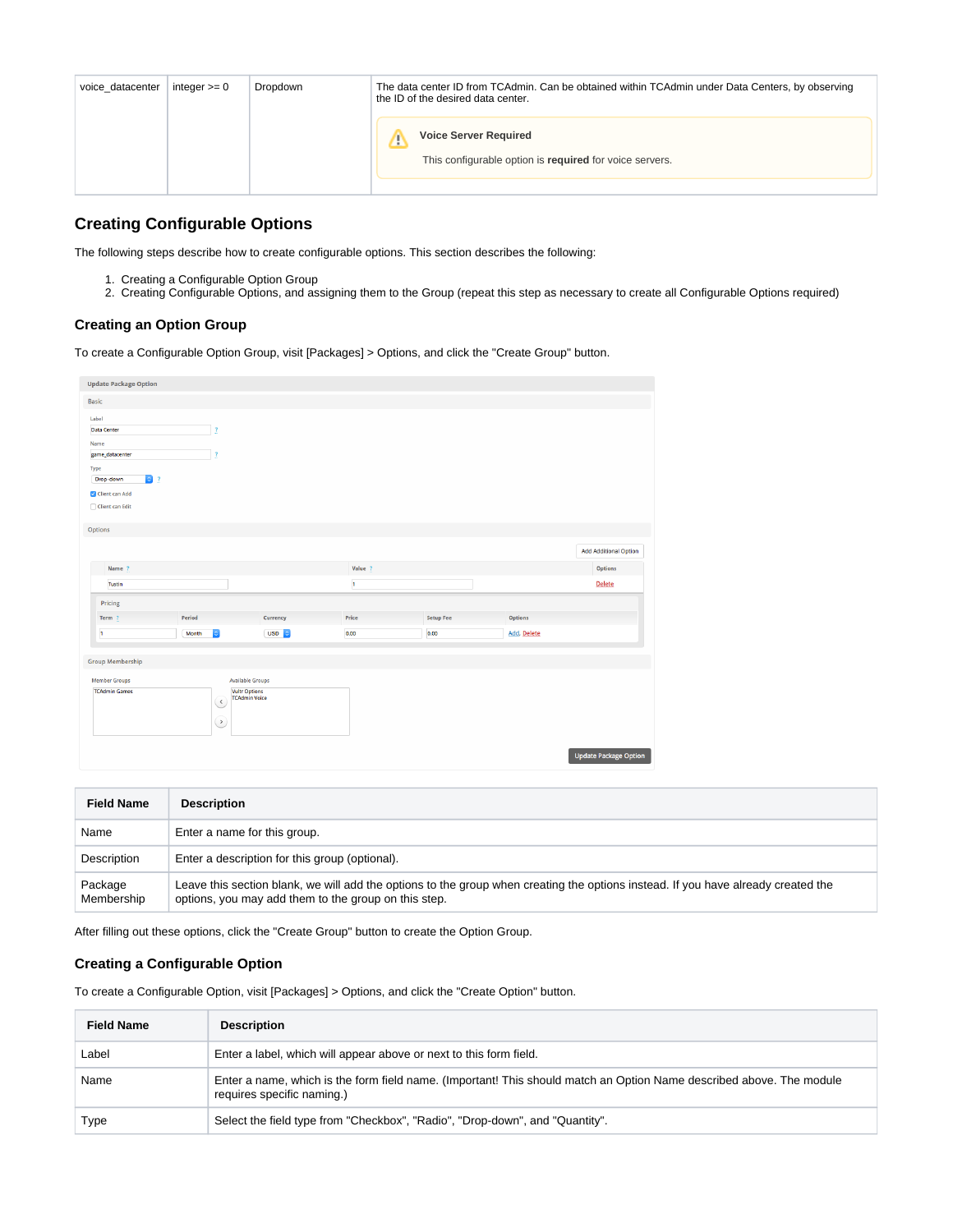| voice_datacenter | integer >= 0 | Dropdown | The data center ID from TCAdmin. Can be obtained within TCAdmin under Data Centers, by observing the ID of the desired data center.<br><br>**Voice Server Required**<br><br>This configurable option is **required** for voice servers. |
|---|---|---|---|

## Creating Configurable Options

The following steps describe how to create configurable options. This section describes the following:

1. Creating a Configurable Option Group
2. Creating Configurable Options, and assigning them to the Group (repeat this step as necessary to create all Configurable Options required)

### Creating an Option Group

To create a Configurable Option Group, visit [Packages] > Options, and click the "Create Group" button.

| Field Name | Description |
|---|---|
| Name | Enter a name for this group. |
| Description | Enter a description for this group (optional). |
| Package Membership | Leave this section blank, we will add the options to the group when creating the options instead. If you have already created the options, you may add them to the group on this step. |

After filling out these options, click the "Create Group" button to create the Option Group.

### Creating a Configurable Option

To create a Configurable Option, visit [Packages] > Options, and click the "Create Option" button.

| Field Name | Description |
|---|---|
| Label | Enter a label, which will appear above or next to this form field. |
| Name | Enter a name, which is the form field name. (Important! This should match an Option Name described above. The module requires specific naming.) |
| Type | Select the field type from "Checkbox", "Radio", "Drop-down", and "Quantity". |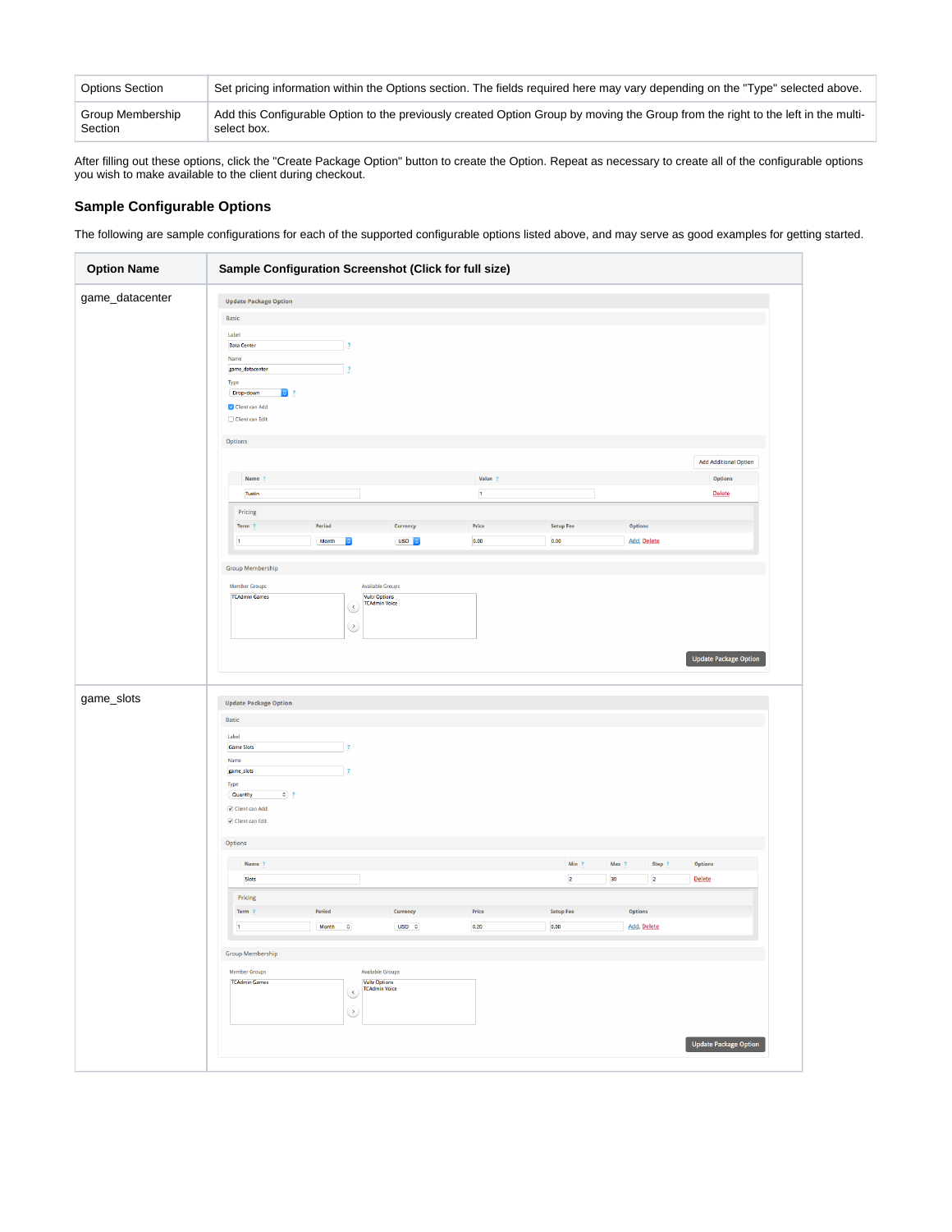| Options Section | Set pricing information within the Options section. The fields required here may vary depending on the "Type" selected above. |
|---|---|
| Group Membership Section | Add this Configurable Option to the previously created Option Group by moving the Group from the right to the left in the multi-select box. |

After filling out these options, click the "Create Package Option" button to create the Option. Repeat as necessary to create all of the configurable options you wish to make available to the client during checkout.

### Sample Configurable Options

The following are sample configurations for each of the supported configurable options listed above, and may serve as good examples for getting started.

| Option Name | Sample Configuration Screenshot (Click for full size) |
|---|---|
| game_datacenter | |
| game_slots | |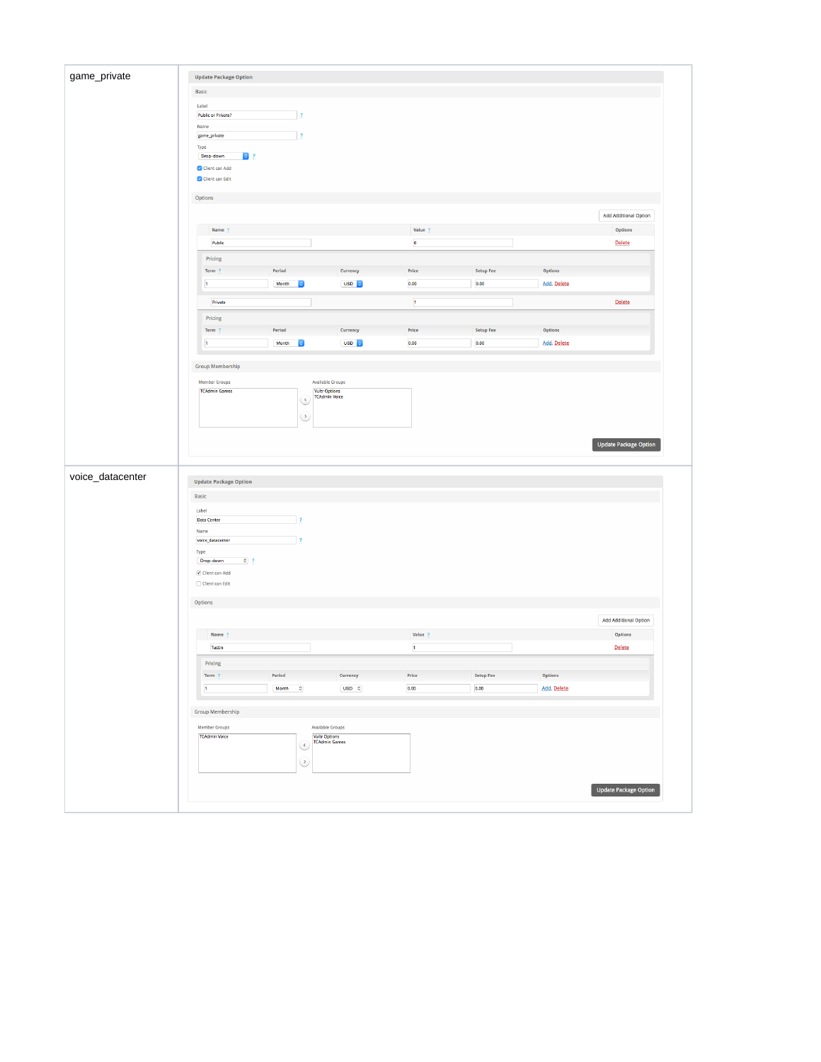| | |
|---|---|
| game_private | **Update Package Option**<br><br>**Basic**<br>Label: Public or Private?<br>Name: game_private<br>Type: Drop-down<br>☑ Client can Add<br>☑ Client can Edit<br><br>**Options**<br>Add Additional Option<br><br>Name: Public — Value: 0 — Delete<br>Pricing: Term 1 — Period Month — Currency USD — Price 0.00 — Setup Fee 0.00 — Options: Add, Delete<br><br>Name: Private — Value: 1 — Delete<br>Pricing: Term 1 — Period Month — Currency USD — Price 0.00 — Setup Fee 0.00 — Options: Add, Delete<br><br>**Group Membership**<br>Member Groups: TCAdmin Games<br>Available Groups: Vultr Options, TCAdmin Voice<br><br>Update Package Option |
| voice_datacenter | **Update Package Option**<br><br>**Basic**<br>Label: Data Center<br>Name: voice_datacenter<br>Type: Drop-down<br>☑ Client can Add<br>☐ Client can Edit<br><br>**Options**<br>Add Additional Option<br><br>Name: Tustin — Value: 1 — Delete<br>Pricing: Term 1 — Period Month — Currency USD — Price 0.00 — Setup Fee 0.00 — Options: Add, Delete<br><br>**Group Membership**<br>Member Groups: TCAdmin Voice<br>Available Groups: Vultr Options, TCAdmin Games<br><br>Update Package Option |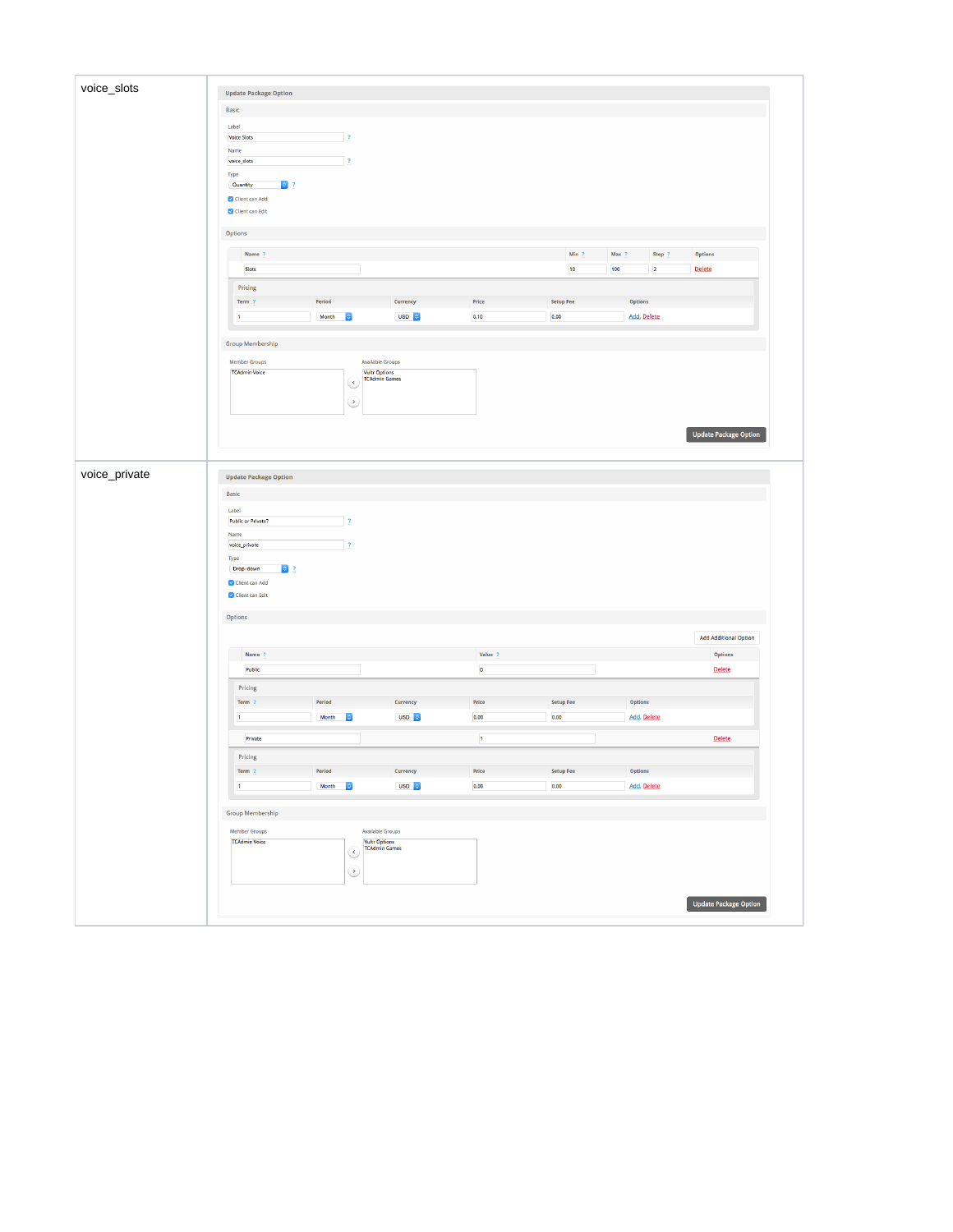| | |
|---|---|
| voice_slots | **Update Package Option**<br><br>Basic<br><br>Label: Voice Slots<br>Name: voice_slots<br>Type: Quantity<br>☑ Client can Add<br>☑ Client can Edit<br><br>Options<br><br>Name: Slots — Min: 10 — Max: 100 — Step: 2 — Options: Delete<br><br>Pricing<br>Term: 1 — Period: Month — Currency: USD — Price: 0.10 — Setup Fee: 0.00 — Options: Add, Delete<br><br>Group Membership<br><br>Member Groups: TCAdmin Voice<br>Available Groups: Vultr Options, TCAdmin Games<br><br>Update Package Option |
| voice_private | **Update Package Option**<br><br>Basic<br><br>Label: Public or Private?<br>Name: voice_private<br>Type: Drop-down<br>☑ Client can Add<br>☑ Client can Edit<br><br>Options<br><br>Add Additional Option<br><br>Name: Public — Value: 0 — Options: Delete<br><br>Pricing<br>Term: 1 — Period: Month — Currency: USD — Price: 0.00 — Setup Fee: 0.00 — Options: Add, Delete<br><br>Name: Private — Value: 1 — Options: Delete<br><br>Pricing<br>Term: 1 — Period: Month — Currency: USD — Price: 0.00 — Setup Fee: 0.00 — Options: Add, Delete<br><br>Group Membership<br><br>Member Groups: TCAdmin Voice<br>Available Groups: Vultr Options, TCAdmin Games<br><br>Update Package Option |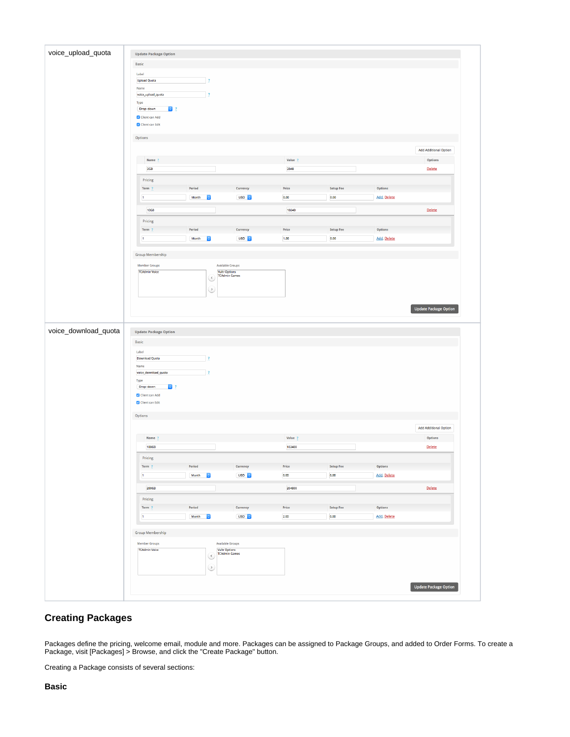| | |
|---|---|
| voice_upload_quota | **Update Package Option**<br>Basic<br>Label: Upload Quota<br>Name: voice_upload_quota<br>Type: Drop-down<br>Client can Add<br>Client can Edit<br>Options<br>Add Additional Option<br>Name: 2GB — Value: 2048 — Delete<br>Pricing: Term 1, Period Month, Currency USD, Price 0.00, Setup Fee 0.00, Options Add, Delete<br>Name: 10GB — Value: 10240 — Delete<br>Pricing: Term 1, Period Month, Currency USD, Price 1.00, Setup Fee 0.00, Options Add, Delete<br>Group Membership<br>Member Groups: TCAdmin Voice<br>Available Groups: Vultr Options, TCAdmin Games<br>Update Package Option |
| voice_download_quota | **Update Package Option**<br>Basic<br>Label: Download Quota<br>Name: voice_download_quota<br>Type: Drop-down<br>Client can Add<br>Client can Edit<br>Options<br>Add Additional Option<br>Name: 100GB — Value: 102400 — Delete<br>Pricing: Term 1, Period Month, Currency USD, Price 0.00, Setup Fee 0.00, Options Add, Delete<br>Name: 200GB — Value: 204800 — Delete<br>Pricing: Term 1, Period Month, Currency USD, Price 2.00, Setup Fee 0.00, Options Add, Delete<br>Group Membership<br>Member Groups: TCAdmin Voice<br>Available Groups: Vultr Options, TCAdmin Games<br>Update Package Option |

## Creating Packages

Packages define the pricing, welcome email, module and more. Packages can be assigned to Package Groups, and added to Order Forms. To create a Package, visit [Packages] > Browse, and click the "Create Package" button.

Creating a Package consists of several sections:

### Basic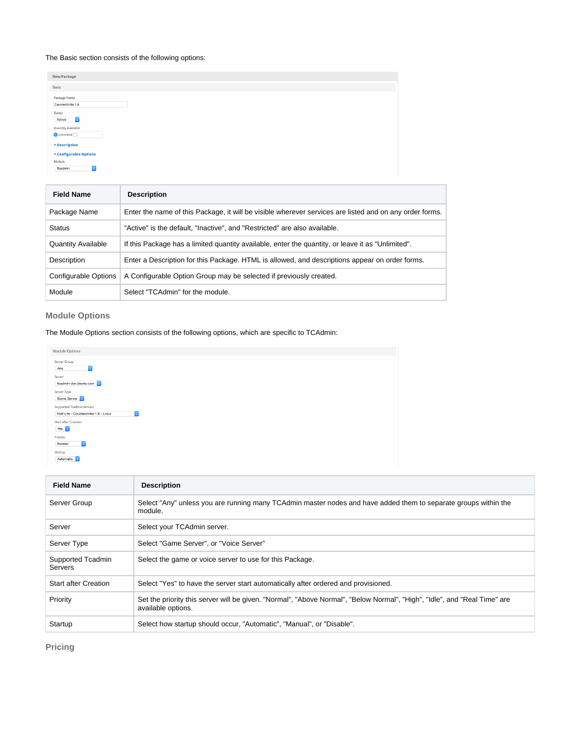The Basic section consists of the following options:

| Field Name | Description |
| --- | --- |
| Package Name | Enter the name of this Package, it will be visible wherever services are listed and on any order forms. |
| Status | "Active" is the default, "Inactive", and "Restricted" are also available. |
| Quantity Available | If this Package has a limited quantity available, enter the quantity, or leave it as "Unlimited". |
| Description | Enter a Description for this Package. HTML is allowed, and descriptions appear on order forms. |
| Configurable Options | A Configurable Option Group may be selected if previously created. |
| Module | Select "TCAdmin" for the module. |

### Module Options

The Module Options section consists of the following options, which are specific to TCAdmin:

| Field Name | Description |
| --- | --- |
| Server Group | Select "Any" unless you are running many TCAdmin master nodes and have added them to separate groups within the module. |
| Server | Select your TCAdmin server. |
| Server Type | Select "Game Server", or "Voice Server" |
| Supported Tcadmin Servers | Select the game or voice server to use for this Package. |
| Start after Creation | Select "Yes" to have the server start automatically after ordered and provisioned. |
| Priority | Set the priority this server will be given. "Normal", "Above Normal", "Below Normal", "High", "Idle", and "Real Time" are available options. |
| Startup | Select how startup should occur, "Automatic", "Manual", or "Disable". |

### Pricing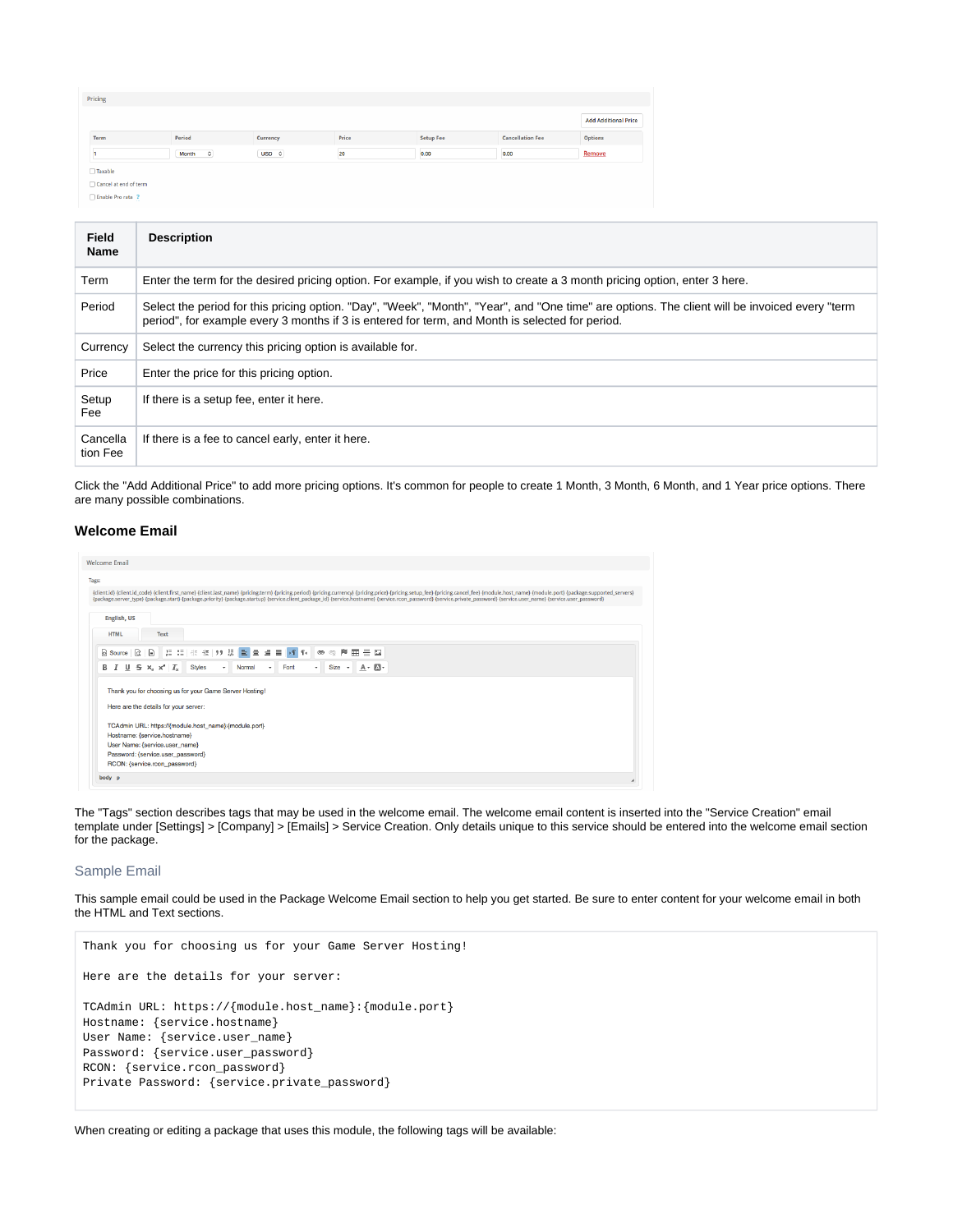| Field Name | Description |
| --- | --- |
| Term | Enter the term for the desired pricing option. For example, if you wish to create a 3 month pricing option, enter 3 here. |
| Period | Select the period for this pricing option. "Day", "Week", "Month", "Year", and "One time" are options. The client will be invoiced every "term period", for example every 3 months if 3 is entered for term, and Month is selected for period. |
| Currency | Select the currency this pricing option is available for. |
| Price | Enter the price for this pricing option. |
| Setup Fee | If there is a setup fee, enter it here. |
| Cancellation Fee | If there is a fee to cancel early, enter it here. |

Click the "Add Additional Price" to add more pricing options. It's common for people to create 1 Month, 3 Month, 6 Month, and 1 Year price options. There are many possible combinations.

### Welcome Email

The "Tags" section describes tags that may be used in the welcome email. The welcome email content is inserted into the "Service Creation" email template under [Settings] > [Company] > [Emails] > Service Creation. Only details unique to this service should be entered into the welcome email section for the package.

#### Sample Email

This sample email could be used in the Package Welcome Email section to help you get started. Be sure to enter content for your welcome email in both the HTML and Text sections.

```
Thank you for choosing us for your Game Server Hosting!

Here are the details for your server:

TCAdmin URL: https://{module.host_name}:{module.port}
Hostname: {service.hostname}
User Name: {service.user_name}
Password: {service.user_password}
RCON: {service.rcon_password}
Private Password: {service.private_password}
```

When creating or editing a package that uses this module, the following tags will be available: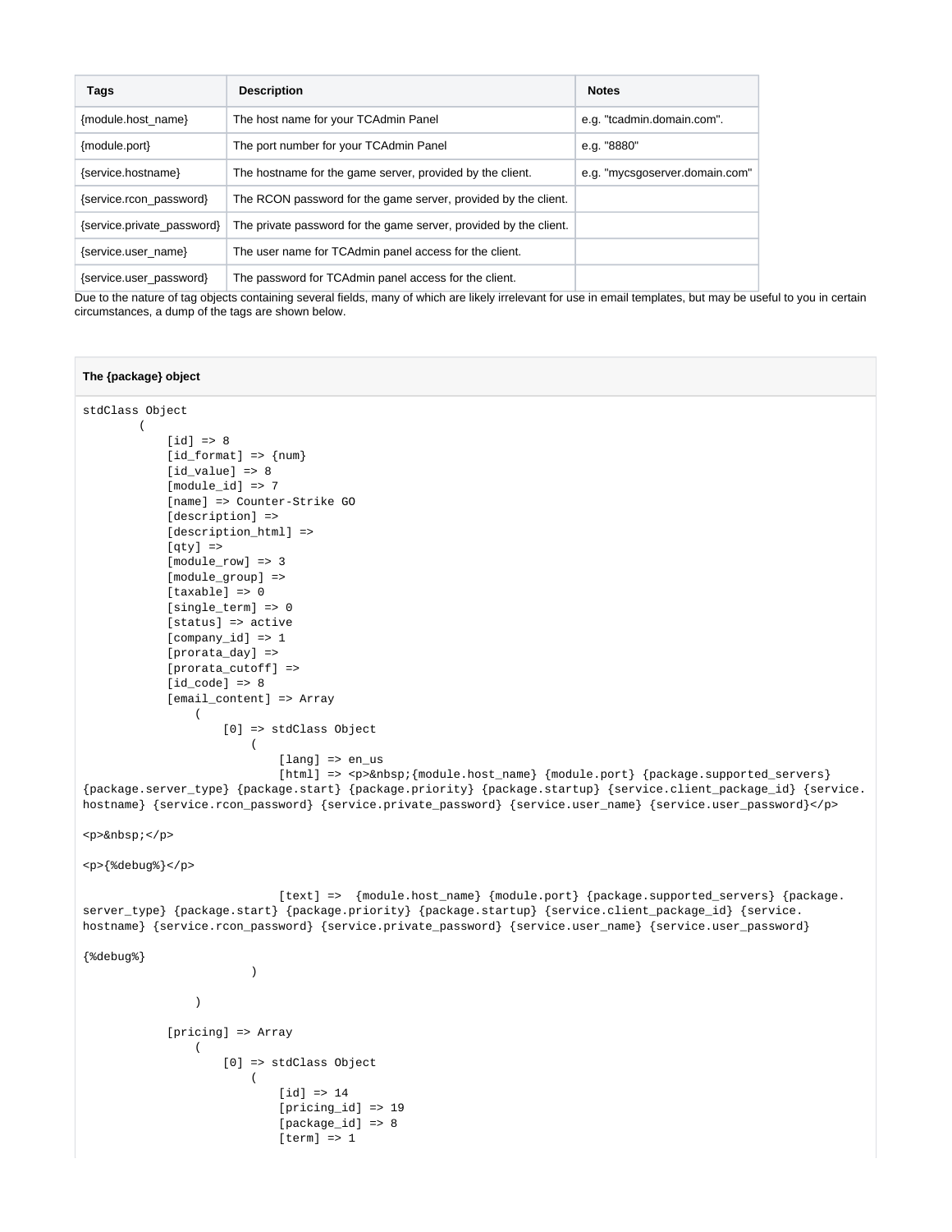| Tags | Description | Notes |
| --- | --- | --- |
| {module.host_name} | The host name for your TCAdmin Panel | e.g. "tcadmin.domain.com". |
| {module.port} | The port number for your TCAdmin Panel | e.g. "8880" |
| {service.hostname} | The hostname for the game server, provided by the client. | e.g. "mycsgoserver.domain.com" |
| {service.rcon_password} | The RCON password for the game server, provided by the client. | |
| {service.private_password} | The private password for the game server, provided by the client. | |
| {service.user_name} | The user name for TCAdmin panel access for the client. | |
| {service.user_password} | The password for TCAdmin panel access for the client. | |

Due to the nature of tag objects containing several fields, many of which are likely irrelevant for use in email templates, but may be useful to you in certain circumstances, a dump of the tags are shown below.

**The {package} object**

```
stdClass Object
        (
            [id] => 8
            [id_format] => {num}
            [id_value] => 8
            [module_id] => 7
            [name] => Counter-Strike GO
            [description] =>
            [description_html] =>
            [qty] =>
            [module_row] => 3
            [module_group] =>
            [taxable] => 0
            [single_term] => 0
            [status] => active
            [company_id] => 1
            [prorata_day] =>
            [prorata_cutoff] =>
            [id_code] => 8
            [email_content] => Array
                (
                    [0] => stdClass Object
                        (
                            [lang] => en_us
                            [html] => <p>&nbsp;{module.host_name} {module.port} {package.supported_servers}
{package.server_type} {package.start} {package.priority} {package.startup} {service.client_package_id} {service.
hostname} {service.rcon_password} {service.private_password} {service.user_name} {service.user_password}</p>

<p>&nbsp;</p>

<p>{%debug%}</p>

                            [text] =>  {module.host_name} {module.port} {package.supported_servers} {package.
server_type} {package.start} {package.priority} {package.startup} {service.client_package_id} {service.
hostname} {service.rcon_password} {service.private_password} {service.user_name} {service.user_password}

{%debug%}
                        )

                )

            [pricing] => Array
                (
                    [0] => stdClass Object
                        (
                            [id] => 14
                            [pricing_id] => 19
                            [package_id] => 8
                            [term] => 1
```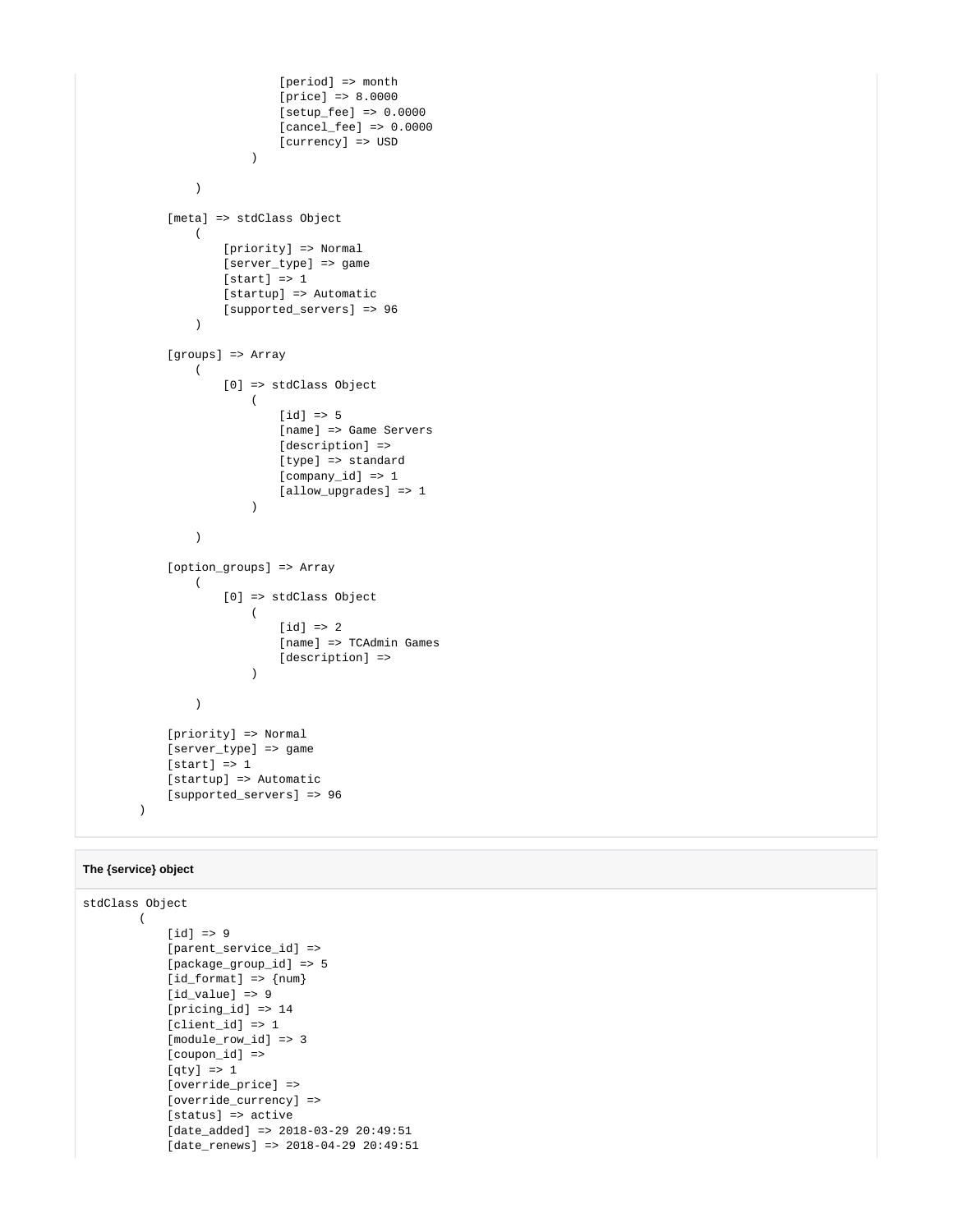```
                            [period] => month
                            [price] => 8.0000
                            [setup_fee] => 0.0000
                            [cancel_fee] => 0.0000
                            [currency] => USD
                        )

                )

            [meta] => stdClass Object
                (
                    [priority] => Normal
                    [server_type] => game
                    [start] => 1
                    [startup] => Automatic
                    [supported_servers] => 96
                )

            [groups] => Array
                (
                    [0] => stdClass Object
                        (
                            [id] => 5
                            [name] => Game Servers
                            [description] =>
                            [type] => standard
                            [company_id] => 1
                            [allow_upgrades] => 1
                        )

                )

            [option_groups] => Array
                (
                    [0] => stdClass Object
                        (
                            [id] => 2
                            [name] => TCAdmin Games
                            [description] =>
                        )

                )

            [priority] => Normal
            [server_type] => game
            [start] => 1
            [startup] => Automatic
            [supported_servers] => 96
        )
```

**The {service} object**

```
stdClass Object
        (
            [id] => 9
            [parent_service_id] =>
            [package_group_id] => 5
            [id_format] => {num}
            [id_value] => 9
            [pricing_id] => 14
            [client_id] => 1
            [module_row_id] => 3
            [coupon_id] =>
            [qty] => 1
            [override_price] =>
            [override_currency] =>
            [status] => active
            [date_added] => 2018-03-29 20:49:51
            [date_renews] => 2018-04-29 20:49:51
```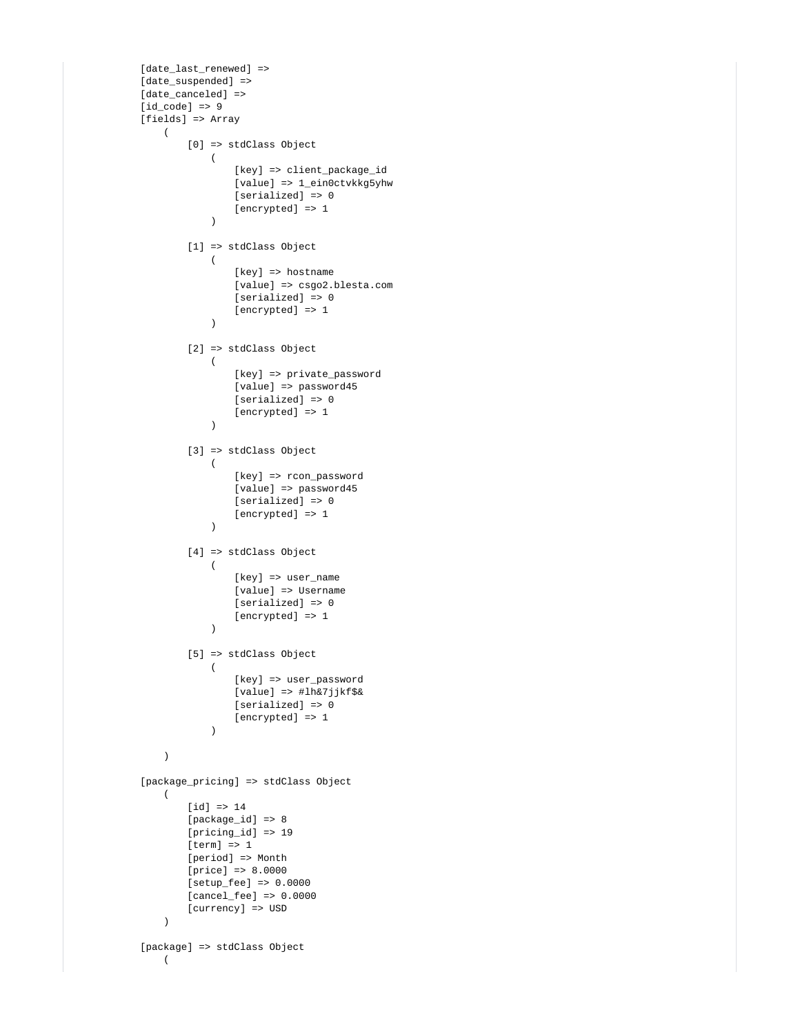```
            [date_last_renewed] =>
            [date_suspended] =>
            [date_canceled] =>
            [id_code] => 9
            [fields] => Array
                (
                    [0] => stdClass Object
                        (
                            [key] => client_package_id
                            [value] => 1_ein0ctvkkg5yhw
                            [serialized] => 0
                            [encrypted] => 1
                        )

                    [1] => stdClass Object
                        (
                            [key] => hostname
                            [value] => csgo2.blesta.com
                            [serialized] => 0
                            [encrypted] => 1
                        )

                    [2] => stdClass Object
                        (
                            [key] => private_password
                            [value] => password45
                            [serialized] => 0
                            [encrypted] => 1
                        )

                    [3] => stdClass Object
                        (
                            [key] => rcon_password
                            [value] => password45
                            [serialized] => 0
                            [encrypted] => 1
                        )

                    [4] => stdClass Object
                        (
                            [key] => user_name
                            [value] => Username
                            [serialized] => 0
                            [encrypted] => 1
                        )

                    [5] => stdClass Object
                        (
                            [key] => user_password
                            [value] => #lh&7jjkf$&
                            [serialized] => 0
                            [encrypted] => 1
                        )

                )

            [package_pricing] => stdClass Object
                (
                    [id] => 14
                    [package_id] => 8
                    [pricing_id] => 19
                    [term] => 1
                    [period] => Month
                    [price] => 8.0000
                    [setup_fee] => 0.0000
                    [cancel_fee] => 0.0000
                    [currency] => USD
                )

            [package] => stdClass Object
                (
```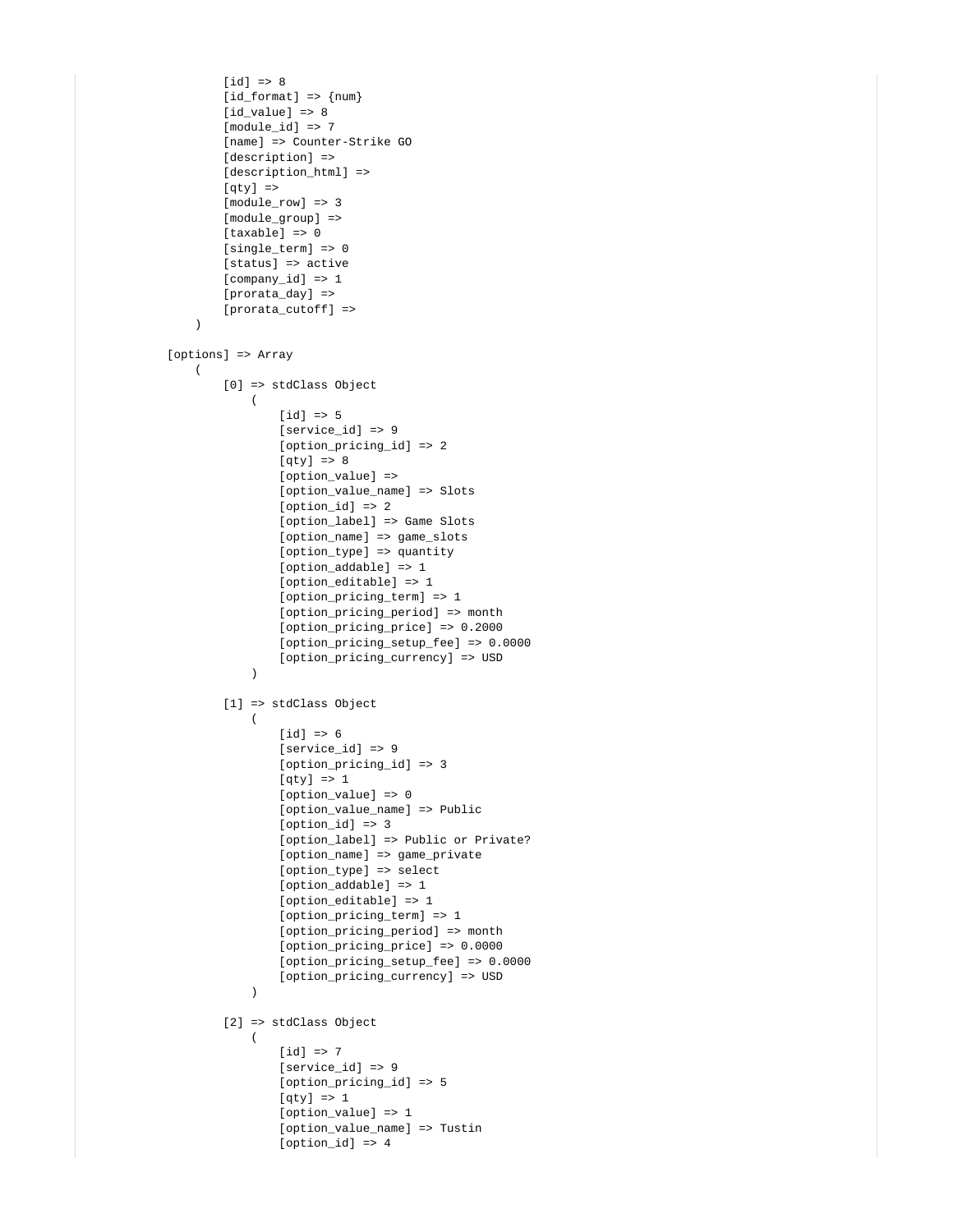```
                [id] => 8
                [id_format] => {num}
                [id_value] => 8
                [module_id] => 7
                [name] => Counter-Strike GO
                [description] =>
                [description_html] =>
                [qty] =>
                [module_row] => 3
                [module_group] =>
                [taxable] => 0
                [single_term] => 0
                [status] => active
                [company_id] => 1
                [prorata_day] =>
                [prorata_cutoff] =>
            )

        [options] => Array
            (
                [0] => stdClass Object
                    (
                        [id] => 5
                        [service_id] => 9
                        [option_pricing_id] => 2
                        [qty] => 8
                        [option_value] =>
                        [option_value_name] => Slots
                        [option_id] => 2
                        [option_label] => Game Slots
                        [option_name] => game_slots
                        [option_type] => quantity
                        [option_addable] => 1
                        [option_editable] => 1
                        [option_pricing_term] => 1
                        [option_pricing_period] => month
                        [option_pricing_price] => 0.2000
                        [option_pricing_setup_fee] => 0.0000
                        [option_pricing_currency] => USD
                    )

                [1] => stdClass Object
                    (
                        [id] => 6
                        [service_id] => 9
                        [option_pricing_id] => 3
                        [qty] => 1
                        [option_value] => 0
                        [option_value_name] => Public
                        [option_id] => 3
                        [option_label] => Public or Private?
                        [option_name] => game_private
                        [option_type] => select
                        [option_addable] => 1
                        [option_editable] => 1
                        [option_pricing_term] => 1
                        [option_pricing_period] => month
                        [option_pricing_price] => 0.0000
                        [option_pricing_setup_fee] => 0.0000
                        [option_pricing_currency] => USD
                    )

                [2] => stdClass Object
                    (
                        [id] => 7
                        [service_id] => 9
                        [option_pricing_id] => 5
                        [qty] => 1
                        [option_value] => 1
                        [option_value_name] => Tustin
                        [option_id] => 4
```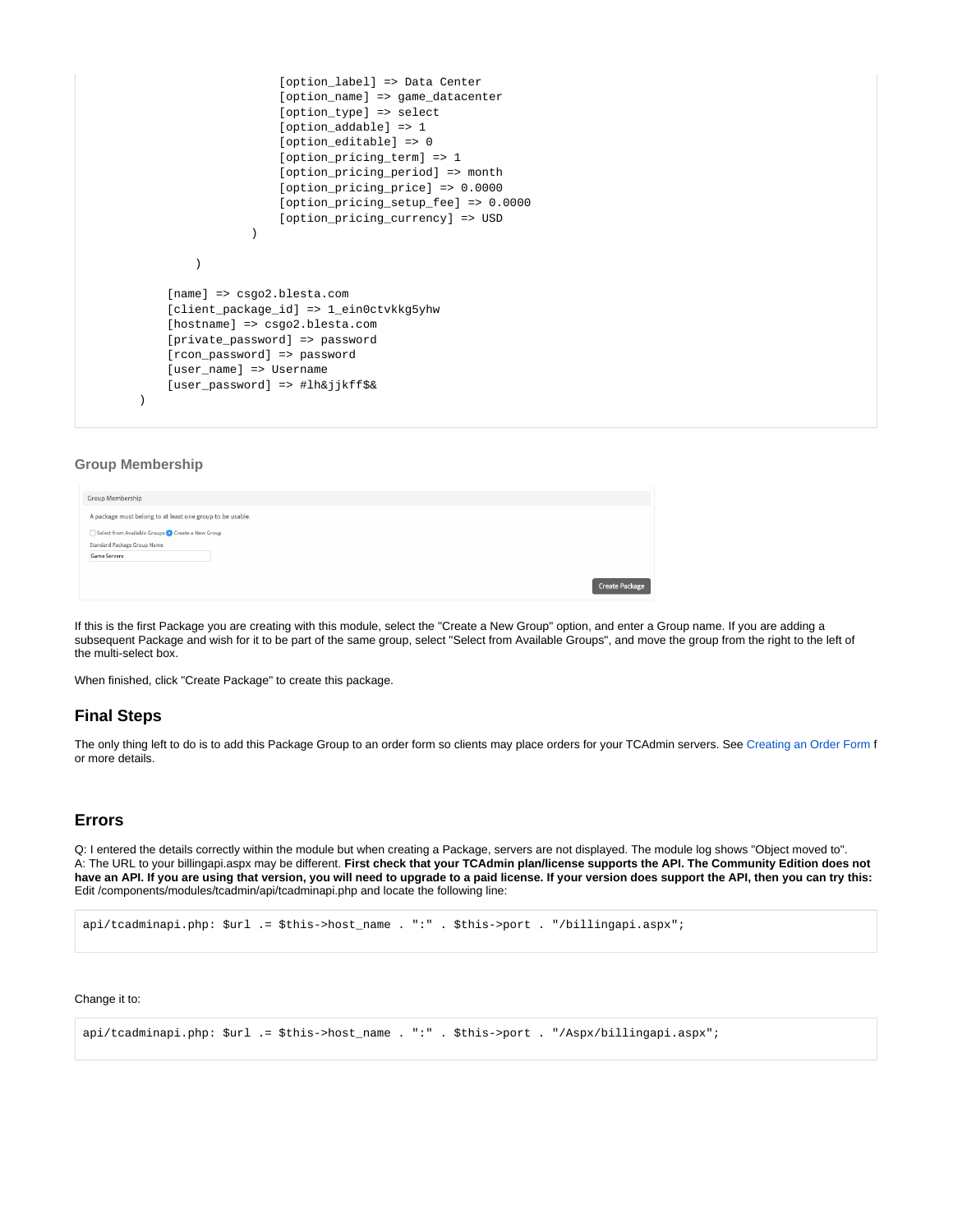```
                            [option_label] => Data Center
                            [option_name] => game_datacenter
                            [option_type] => select
                            [option_addable] => 1
                            [option_editable] => 0
                            [option_pricing_term] => 1
                            [option_pricing_period] => month
                            [option_pricing_price] => 0.0000
                            [option_pricing_setup_fee] => 0.0000
                            [option_pricing_currency] => USD
                        )

                )

            [name] => csgo2.blesta.com
            [client_package_id] => 1_ein0ctvkkg5yhw
            [hostname] => csgo2.blesta.com
            [private_password] => password
            [rcon_password] => password
            [user_name] => Username
            [user_password] => #lh&jjkff$&
        )
```

### Group Membership

Group Membership

A package must belong to at least one group to be usable.

Select from Available Groups / Create a New Group

Standard Package Group Name

Game Servers

Create Package

If this is the first Package you are creating with this module, select the "Create a New Group" option, and enter a Group name. If you are adding a subsequent Package and wish for it to be part of the same group, select "Select from Available Groups", and move the group from the right to the left of the multi-select box.

When finished, click "Create Package" to create this package.

## Final Steps

The only thing left to do is to add this Package Group to an order form so clients may place orders for your TCAdmin servers. See Creating an Order Form for more details.

## Errors

Q: I entered the details correctly within the module but when creating a Package, servers are not displayed. The module log shows "Object moved to".
A: The URL to your billingapi.aspx may be different. **First check that your TCAdmin plan/license supports the API. The Community Edition does not have an API. If you are using that version, you will need to upgrade to a paid license. If your version does support the API, then you can try this:** Edit /components/modules/tcadmin/api/tcadminapi.php and locate the following line:

```
api/tcadminapi.php: $url .= $this->host_name . ":" . $this->port . "/billingapi.aspx";
```

Change it to:

```
api/tcadminapi.php: $url .= $this->host_name . ":" . $this->port . "/Aspx/billingapi.aspx";
```